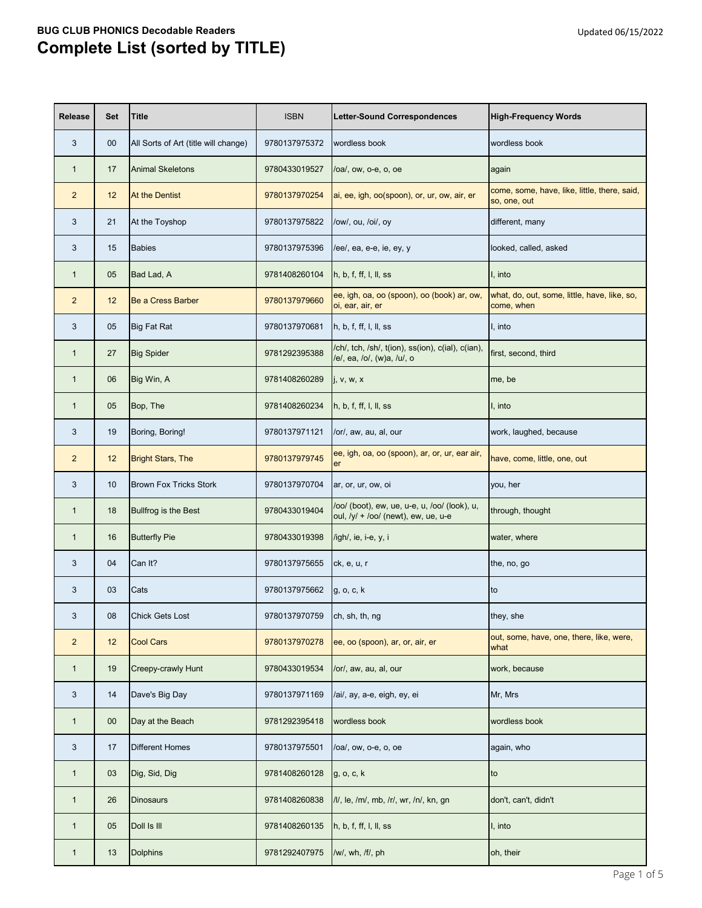**BUG CLUB PHONICS Decodable Readers**

# Complete List (sorted by TITLE)

Updated 06/15/2022

| Release | Set | Title | ISBN | Letter-Sound Correspondences | High-Frequency Words |
|---|---|---|---|---|---|
| 3 | 00 | All Sorts of Art (title will change) | 9780137975372 | wordless book | wordless book |
| 1 | 17 | Animal Skeletons | 9780433019527 | /oa/, ow, o-e, o, oe | again |
| 2 | 12 | At the Dentist | 9780137970254 | ai, ee, igh, oo(spoon), or, ur, ow, air, er | come, some, have, like, little, there, said, so, one, out |
| 3 | 21 | At the Toyshop | 9780137975822 | /ow/, ou, /oi/, oy | different, many |
| 3 | 15 | Babies | 9780137975396 | /ee/, ea, e-e, ie, ey, y | looked, called, asked |
| 1 | 05 | Bad Lad, A | 9781408260104 | h, b, f, ff, l, ll, ss | I, into |
| 2 | 12 | Be a Cress Barber | 9780137979660 | ee, igh, oa, oo (spoon), oo (book) ar, ow, oi, ear, air, er | what, do, out, some, little, have, like, so, come, when |
| 3 | 05 | Big Fat Rat | 9780137970681 | h, b, f, ff, l, ll, ss | I, into |
| 1 | 27 | Big Spider | 9781292395388 | /ch/, tch, /sh/, t(ion), ss(ion), c(ial), c(ian), /e/, ea, /o/, (w)a, /u/, o | first, second, third |
| 1 | 06 | Big Win, A | 9781408260289 | j, v, w, x | me, be |
| 1 | 05 | Bop, The | 9781408260234 | h, b, f, ff, l, ll, ss | I, into |
| 3 | 19 | Boring, Boring! | 9780137971121 | /or/, aw, au, al, our | work, laughed, because |
| 2 | 12 | Bright Stars, The | 9780137979745 | ee, igh, oa, oo (spoon), ar, or, ur, ear air, er | have, come, little, one, out |
| 3 | 10 | Brown Fox Tricks Stork | 9780137970704 | ar, or, ur, ow, oi | you, her |
| 1 | 18 | Bullfrog is the Best | 9780433019404 | /oo/ (boot), ew, ue, u-e, u, /oo/ (look), u, oul, /y/ + /oo/ (newt), ew, ue, u-e | through, thought |
| 1 | 16 | Butterfly Pie | 9780433019398 | /igh/, ie, i-e, y, i | water, where |
| 3 | 04 | Can It? | 9780137975655 | ck, e, u, r | the, no, go |
| 3 | 03 | Cats | 9780137975662 | g, o, c, k | to |
| 3 | 08 | Chick Gets Lost | 9780137970759 | ch, sh, th, ng | they, she |
| 2 | 12 | Cool Cars | 9780137970278 | ee, oo (spoon), ar, or, air, er | out, some, have, one, there, like, were, what |
| 1 | 19 | Creepy-crawly Hunt | 9780433019534 | /or/, aw, au, al, our | work, because |
| 3 | 14 | Dave's Big Day | 9780137971169 | /ai/, ay, a-e, eigh, ey, ei | Mr, Mrs |
| 1 | 00 | Day at the Beach | 9781292395418 | wordless book | wordless book |
| 3 | 17 | Different Homes | 9780137975501 | /oa/, ow, o-e, o, oe | again, who |
| 1 | 03 | Dig, Sid, Dig | 9781408260128 | g, o, c, k | to |
| 1 | 26 | Dinosaurs | 9781408260838 | /l/, le, /m/, mb, /r/, wr, /n/, kn, gn | don't, can't, didn't |
| 1 | 05 | Doll Is Ill | 9781408260135 | h, b, f, ff, l, ll, ss | I, into |
| 1 | 13 | Dolphins | 9781292407975 | /w/, wh, /f/, ph | oh, their |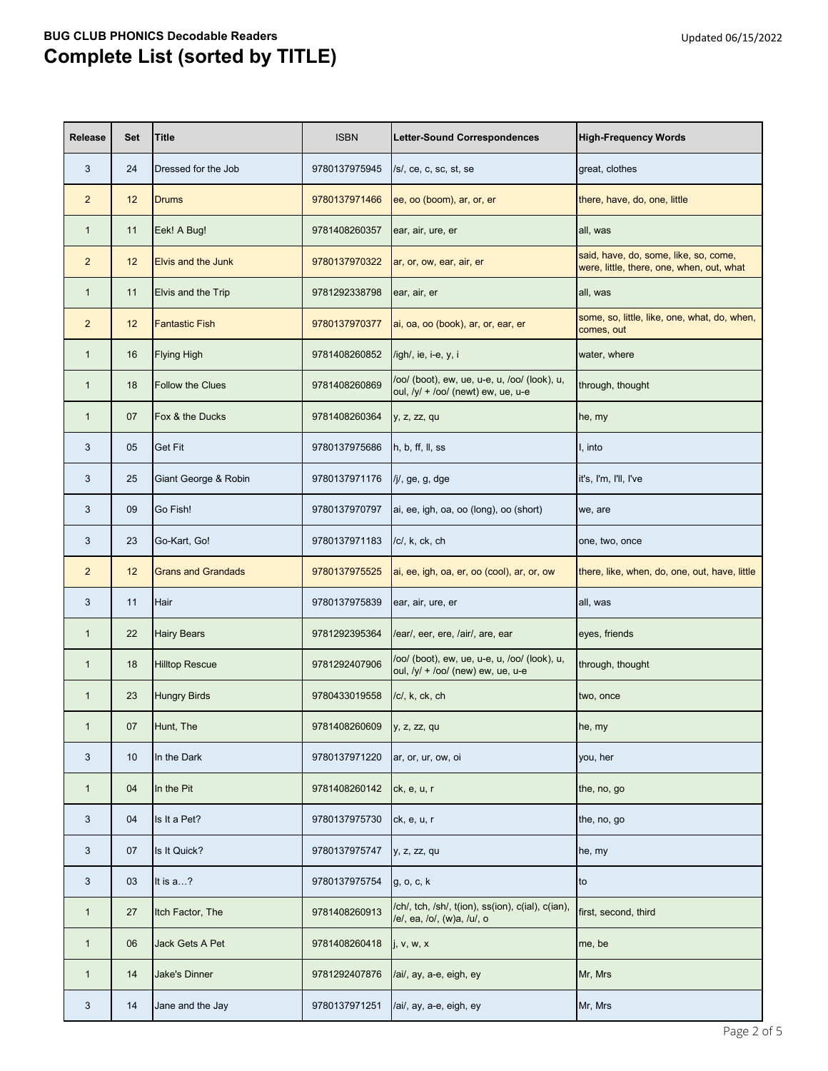**BUG CLUB PHONICS Decodable Readers**

# Complete List (sorted by TITLE)

Updated 06/15/2022

| Release | Set | Title | ISBN | Letter-Sound Correspondences | High-Frequency Words |
|---|---|---|---|---|---|
| 3 | 24 | Dressed for the Job | 9780137975945 | /s/, ce, c, sc, st, se | great, clothes |
| 2 | 12 | Drums | 9780137971466 | ee, oo (boom), ar, or, er | there, have, do, one, little |
| 1 | 11 | Eek! A Bug! | 9781408260357 | ear, air, ure, er | all, was |
| 2 | 12 | Elvis and the Junk | 9780137970322 | ar, or, ow, ear, air, er | said, have, do, some, like, so, come, were, little, there, one, when, out, what |
| 1 | 11 | Elvis and the Trip | 9781292338798 | ear, air, er | all, was |
| 2 | 12 | Fantastic Fish | 9780137970377 | ai, oa, oo (book), ar, or, ear, er | some, so, little, like, one, what, do, when, comes, out |
| 1 | 16 | Flying High | 9781408260852 | /igh/, ie, i-e, y, i | water, where |
| 1 | 18 | Follow the Clues | 9781408260869 | /oo/ (boot), ew, ue, u-e, u, /oo/ (look), u, oul, /y/ + /oo/ (newt) ew, ue, u-e | through, thought |
| 1 | 07 | Fox & the Ducks | 9781408260364 | y, z, zz, qu | he, my |
| 3 | 05 | Get Fit | 9780137975686 | h, b, ff, ll, ss | I, into |
| 3 | 25 | Giant George & Robin | 9780137971176 | /j/, ge, g, dge | it's, I'm, I'll, I've |
| 3 | 09 | Go Fish! | 9780137970797 | ai, ee, igh, oa, oo (long), oo (short) | we, are |
| 3 | 23 | Go-Kart, Go! | 9780137971183 | /c/, k, ck, ch | one, two, once |
| 2 | 12 | Grans and Grandads | 9780137975525 | ai, ee, igh, oa, er, oo (cool), ar, or, ow | there, like, when, do, one, out, have, little |
| 3 | 11 | Hair | 9780137975839 | ear, air, ure, er | all, was |
| 1 | 22 | Hairy Bears | 9781292395364 | /ear/, eer, ere, /air/, are, ear | eyes, friends |
| 1 | 18 | Hilltop Rescue | 9781292407906 | /oo/ (boot), ew, ue, u-e, u, /oo/ (look), u, oul, /y/ + /oo/ (new) ew, ue, u-e | through, thought |
| 1 | 23 | Hungry Birds | 9780433019558 | /c/, k, ck, ch | two, once |
| 1 | 07 | Hunt, The | 9781408260609 | y, z, zz, qu | he, my |
| 3 | 10 | In the Dark | 9780137971220 | ar, or, ur, ow, oi | you, her |
| 1 | 04 | In the Pit | 9781408260142 | ck, e, u, r | the, no, go |
| 3 | 04 | Is It a Pet? | 9780137975730 | ck, e, u, r | the, no, go |
| 3 | 07 | Is It Quick? | 9780137975747 | y, z, zz, qu | he, my |
| 3 | 03 | It is a…? | 9780137975754 | g, o, c, k | to |
| 1 | 27 | Itch Factor, The | 9781408260913 | /ch/, tch, /sh/, t(ion), ss(ion), c(ial), c(ian), /e/, ea, /o/, (w)a, /u/, o | first, second, third |
| 1 | 06 | Jack Gets A Pet | 9781408260418 | j, v, w, x | me, be |
| 1 | 14 | Jake's Dinner | 9781292407876 | /ai/, ay, a-e, eigh, ey | Mr, Mrs |
| 3 | 14 | Jane and the Jay | 9780137971251 | /ai/, ay, a-e, eigh, ey | Mr, Mrs |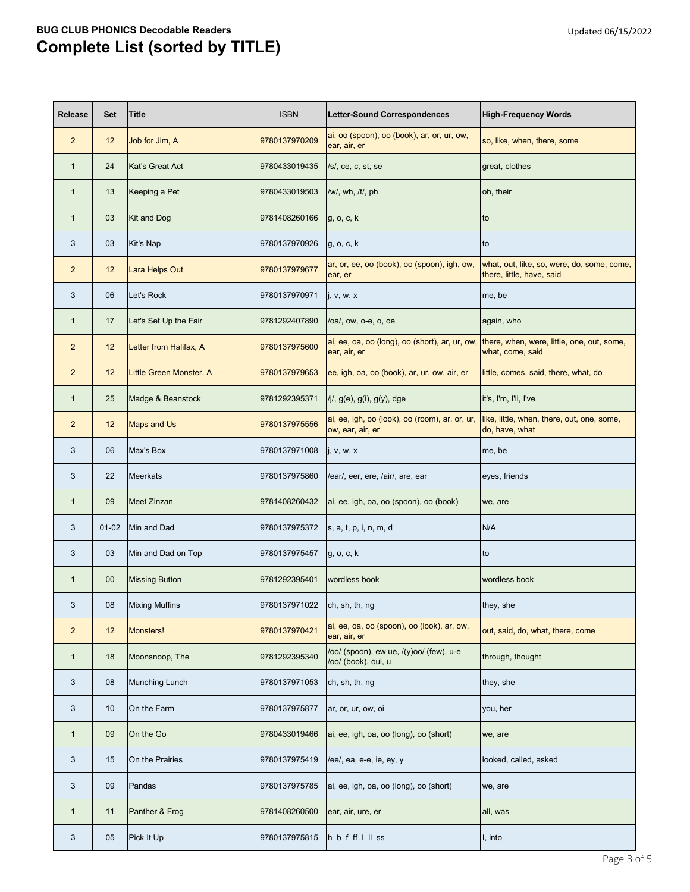**BUG CLUB PHONICS Decodable Readers**

# Complete List (sorted by TITLE)

Updated 06/15/2022

| Release | Set | Title | ISBN | Letter-Sound Correspondences | High-Frequency Words |
|---|---|---|---|---|---|
| 2 | 12 | Job for Jim, A | 9780137970209 | ai, oo (spoon), oo (book), ar, or, ur, ow, ear, air, er | so, like, when, there, some |
| 1 | 24 | Kat's Great Act | 9780433019435 | /s/, ce, c, st, se | great, clothes |
| 1 | 13 | Keeping a Pet | 9780433019503 | /w/, wh, /f/, ph | oh, their |
| 1 | 03 | Kit and Dog | 9781408260166 | g, o, c, k | to |
| 3 | 03 | Kit's Nap | 9780137970926 | g, o, c, k | to |
| 2 | 12 | Lara Helps Out | 9780137979677 | ar, or, ee, oo (book), oo (spoon), igh, ow, ear, er | what, out, like, so, were, do, some, come, there, little, have, said |
| 3 | 06 | Let's Rock | 9780137970971 | j, v, w, x | me, be |
| 1 | 17 | Let's Set Up the Fair | 9781292407890 | /oa/, ow, o-e, o, oe | again, who |
| 2 | 12 | Letter from Halifax, A | 9780137975600 | ai, ee, oa, oo (long), oo (short), ar, ur, ow, ear, air, er | there, when, were, little, one, out, some, what, come, said |
| 2 | 12 | Little Green Monster, A | 9780137979653 | ee, igh, oa, oo (book), ar, ur, ow, air, er | little, comes, said, there, what, do |
| 1 | 25 | Madge & Beanstock | 9781292395371 | /j/, g(e), g(i), g(y), dge | it's, I'm, I'll, I've |
| 2 | 12 | Maps and Us | 9780137975556 | ai, ee, igh, oo (look), oo (room), ar, or, ur, ow, ear, air, er | like, little, when, there, out, one, some, do, have, what |
| 3 | 06 | Max's Box | 9780137971008 | j, v, w, x | me, be |
| 3 | 22 | Meerkats | 9780137975860 | /ear/, eer, ere, /air/, are, ear | eyes, friends |
| 1 | 09 | Meet Zinzan | 9781408260432 | ai, ee, igh, oa, oo (spoon), oo (book) | we, are |
| 3 | 01-02 | Min and Dad | 9780137975372 | s, a, t, p, i, n, m, d | N/A |
| 3 | 03 | Min and Dad on Top | 9780137975457 | g, o, c, k | to |
| 1 | 00 | Missing Button | 9781292395401 | wordless book | wordless book |
| 3 | 08 | Mixing Muffins | 9780137971022 | ch, sh, th, ng | they, she |
| 2 | 12 | Monsters! | 9780137970421 | ai, ee, oa, oo (spoon), oo (look), ar, ow, ear, air, er | out, said, do, what, there, come |
| 1 | 18 | Moonsnoop, The | 9781292395340 | /oo/ (spoon), ew ue, /(y)oo/ (few), u-e /oo/ (book), oul, u | through, thought |
| 3 | 08 | Munching Lunch | 9780137971053 | ch, sh, th, ng | they, she |
| 3 | 10 | On the Farm | 9780137975877 | ar, or, ur, ow, oi | you, her |
| 1 | 09 | On the Go | 9780433019466 | ai, ee, igh, oa, oo (long), oo (short) | we, are |
| 3 | 15 | On the Prairies | 9780137975419 | /ee/, ea, e-e, ie, ey, y | looked, called, asked |
| 3 | 09 | Pandas | 9780137975785 | ai, ee, igh, oa, oo (long), oo (short) | we, are |
| 1 | 11 | Panther & Frog | 9781408260500 | ear, air, ure, er | all, was |
| 3 | 05 | Pick It Up | 9780137975815 | h b f ff l ll ss | I, into |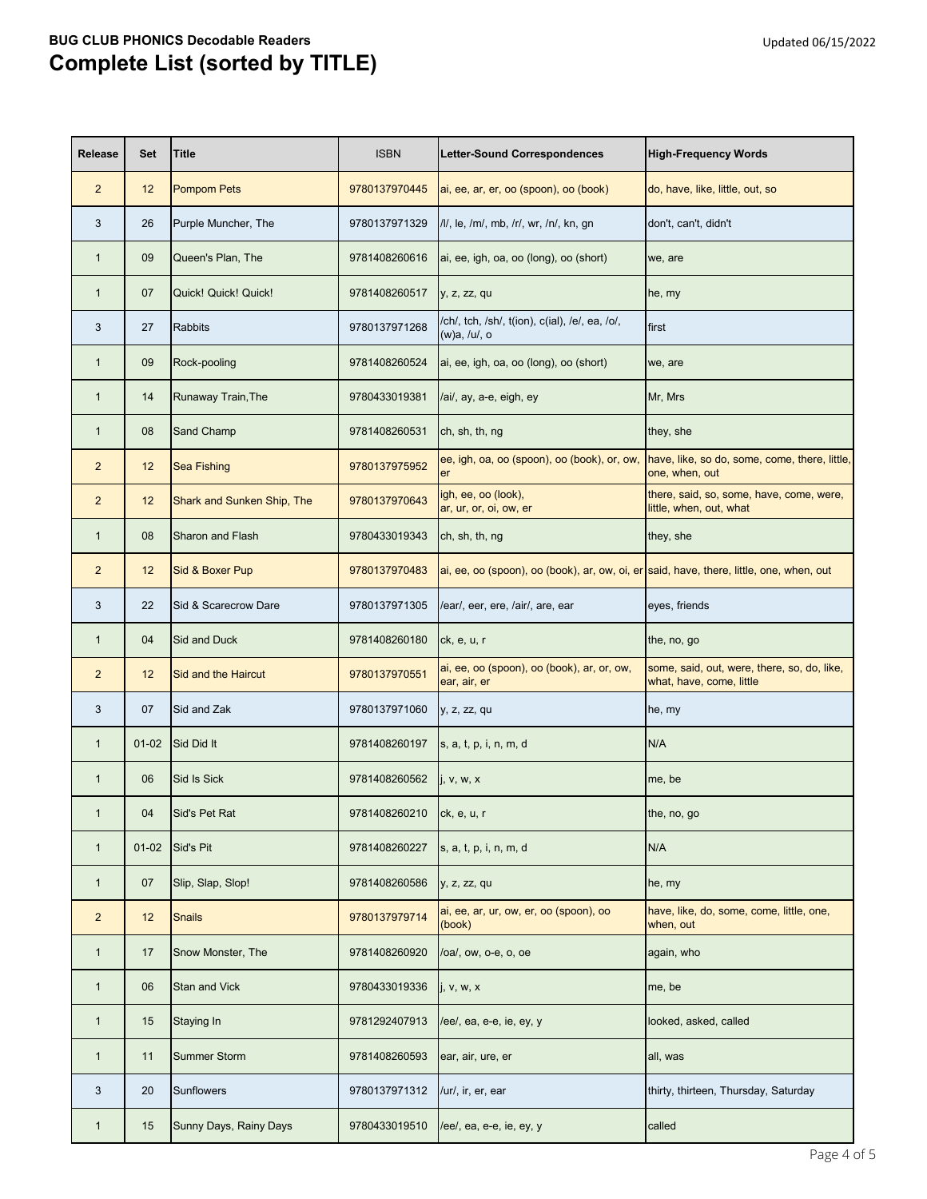**BUG CLUB PHONICS Decodable Readers**

# Complete List (sorted by TITLE)

Updated 06/15/2022

| Release | Set | Title | ISBN | Letter-Sound Correspondences | High-Frequency Words |
|---|---|---|---|---|---|
| 2 | 12 | Pompom Pets | 9780137970445 | ai, ee, ar, er, oo (spoon), oo (book) | do, have, like, little, out, so |
| 3 | 26 | Purple Muncher, The | 9780137971329 | /l/, le, /m/, mb, /r/, wr, /n/, kn, gn | don't, can't, didn't |
| 1 | 09 | Queen's Plan, The | 9781408260616 | ai, ee, igh, oa, oo (long), oo (short) | we, are |
| 1 | 07 | Quick! Quick! Quick! | 9781408260517 | y, z, zz, qu | he, my |
| 3 | 27 | Rabbits | 9780137971268 | /ch/, tch, /sh/, t(ion), c(ial), /e/, ea, /o/, (w)a, /u/, o | first |
| 1 | 09 | Rock-pooling | 9781408260524 | ai, ee, igh, oa, oo (long), oo (short) | we, are |
| 1 | 14 | Runaway Train,The | 9780433019381 | /ai/, ay, a-e, eigh, ey | Mr, Mrs |
| 1 | 08 | Sand Champ | 9781408260531 | ch, sh, th, ng | they, she |
| 2 | 12 | Sea Fishing | 9780137975952 | ee, igh, oa, oo (spoon), oo (book), or, ow, er | have, like, so do, some, come, there, little, one, when, out |
| 2 | 12 | Shark and Sunken Ship, The | 9780137970643 | igh, ee, oo (look), ar, ur, or, oi, ow, er | there, said, so, some, have, come, were, little, when, out, what |
| 1 | 08 | Sharon and Flash | 9780433019343 | ch, sh, th, ng | they, she |
| 2 | 12 | Sid & Boxer Pup | 9780137970483 | ai, ee, oo (spoon), oo (book), ar, ow, oi, er | said, have, there, little, one, when, out |
| 3 | 22 | Sid & Scarecrow Dare | 9780137971305 | /ear/, eer, ere, /air/, are, ear | eyes, friends |
| 1 | 04 | Sid and Duck | 9781408260180 | ck, e, u, r | the, no, go |
| 2 | 12 | Sid and the Haircut | 9780137970551 | ai, ee, oo (spoon), oo (book), ar, or, ow, ear, air, er | some, said, out, were, there, so, do, like, what, have, come, little |
| 3 | 07 | Sid and Zak | 9780137971060 | y, z, zz, qu | he, my |
| 1 | 01-02 | Sid Did It | 9781408260197 | s, a, t, p, i, n, m, d | N/A |
| 1 | 06 | Sid Is Sick | 9781408260562 | j, v, w, x | me, be |
| 1 | 04 | Sid's Pet Rat | 9781408260210 | ck, e, u, r | the, no, go |
| 1 | 01-02 | Sid's Pit | 9781408260227 | s, a, t, p, i, n, m, d | N/A |
| 1 | 07 | Slip, Slap, Slop! | 9781408260586 | y, z, zz, qu | he, my |
| 2 | 12 | Snails | 9780137979714 | ai, ee, ar, ur, ow, er, oo (spoon), oo (book) | have, like, do, some, come, little, one, when, out |
| 1 | 17 | Snow Monster, The | 9781408260920 | /oa/, ow, o-e, o, oe | again, who |
| 1 | 06 | Stan and Vick | 9780433019336 | j, v, w, x | me, be |
| 1 | 15 | Staying In | 9781292407913 | /ee/, ea, e-e, ie, ey, y | looked, asked, called |
| 1 | 11 | Summer Storm | 9781408260593 | ear, air, ure, er | all, was |
| 3 | 20 | Sunflowers | 9780137971312 | /ur/, ir, er, ear | thirty, thirteen, Thursday, Saturday |
| 1 | 15 | Sunny Days, Rainy Days | 9780433019510 | /ee/, ea, e-e, ie, ey, y | called |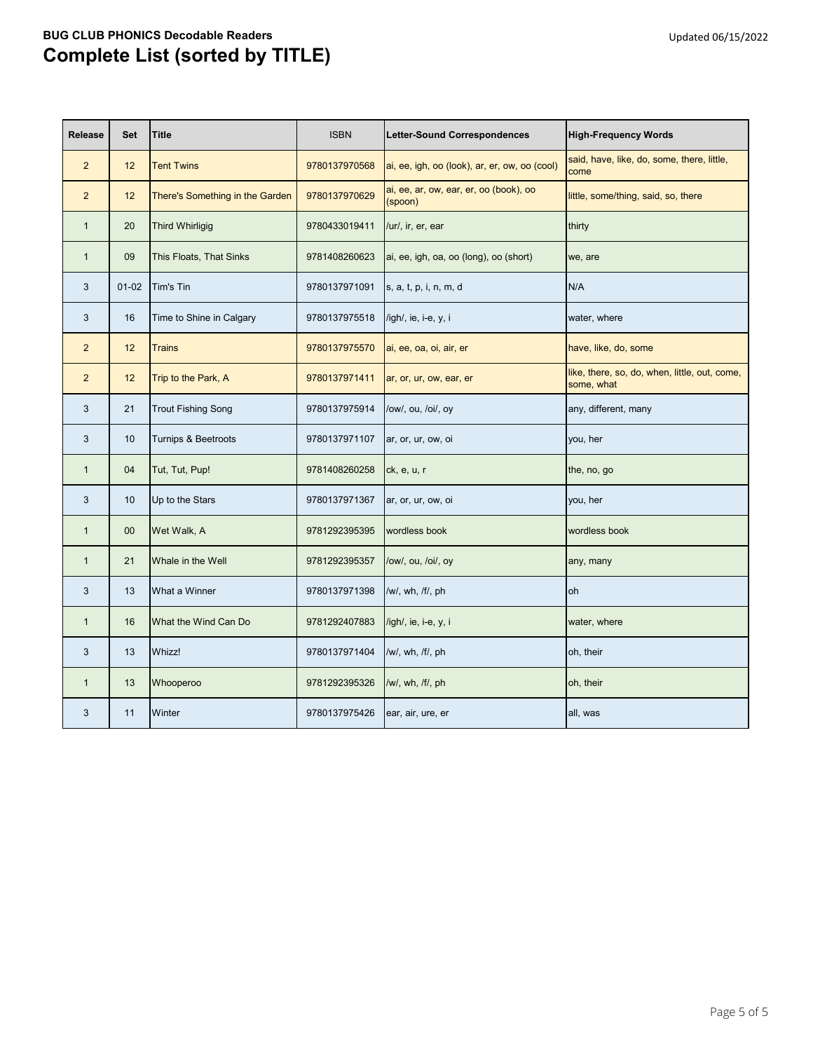**BUG CLUB PHONICS Decodable Readers**

# Complete List (sorted by TITLE)

Updated 06/15/2022

| Release | Set | Title | ISBN | Letter-Sound Correspondences | High-Frequency Words |
|---|---|---|---|---|---|
| 2 | 12 | Tent Twins | 9780137970568 | ai, ee, igh, oo (look), ar, er, ow, oo (cool) | said, have, like, do, some, there, little, come |
| 2 | 12 | There's Something in the Garden | 9780137970629 | ai, ee, ar, ow, ear, er, oo (book), oo (spoon) | little, some/thing, said, so, there |
| 1 | 20 | Third Whirligig | 9780433019411 | /ur/, ir, er, ear | thirty |
| 1 | 09 | This Floats, That Sinks | 9781408260623 | ai, ee, igh, oa, oo (long), oo (short) | we, are |
| 3 | 01-02 | Tim's Tin | 9780137971091 | s, a, t, p, i, n, m, d | N/A |
| 3 | 16 | Time to Shine in Calgary | 9780137975518 | /igh/, ie, i-e, y, i | water, where |
| 2 | 12 | Trains | 9780137975570 | ai, ee, oa, oi, air, er | have, like, do, some |
| 2 | 12 | Trip to the Park, A | 9780137971411 | ar, or, ur, ow, ear, er | like, there, so, do, when, little, out, come, some, what |
| 3 | 21 | Trout Fishing Song | 9780137975914 | /ow/, ou, /oi/, oy | any, different, many |
| 3 | 10 | Turnips & Beetroots | 9780137971107 | ar, or, ur, ow, oi | you, her |
| 1 | 04 | Tut, Tut, Pup! | 9781408260258 | ck, e, u, r | the, no, go |
| 3 | 10 | Up to the Stars | 9780137971367 | ar, or, ur, ow, oi | you, her |
| 1 | 00 | Wet Walk, A | 9781292395395 | wordless book | wordless book |
| 1 | 21 | Whale in the Well | 9781292395357 | /ow/, ou, /oi/, oy | any, many |
| 3 | 13 | What a Winner | 9780137971398 | /w/, wh, /f/, ph | oh |
| 1 | 16 | What the Wind Can Do | 9781292407883 | /igh/, ie, i-e, y, i | water, where |
| 3 | 13 | Whizz! | 9780137971404 | /w/, wh, /f/, ph | oh, their |
| 1 | 13 | Whooperoo | 9781292395326 | /w/, wh, /f/, ph | oh, their |
| 3 | 11 | Winter | 9780137975426 | ear, air, ure, er | all, was |